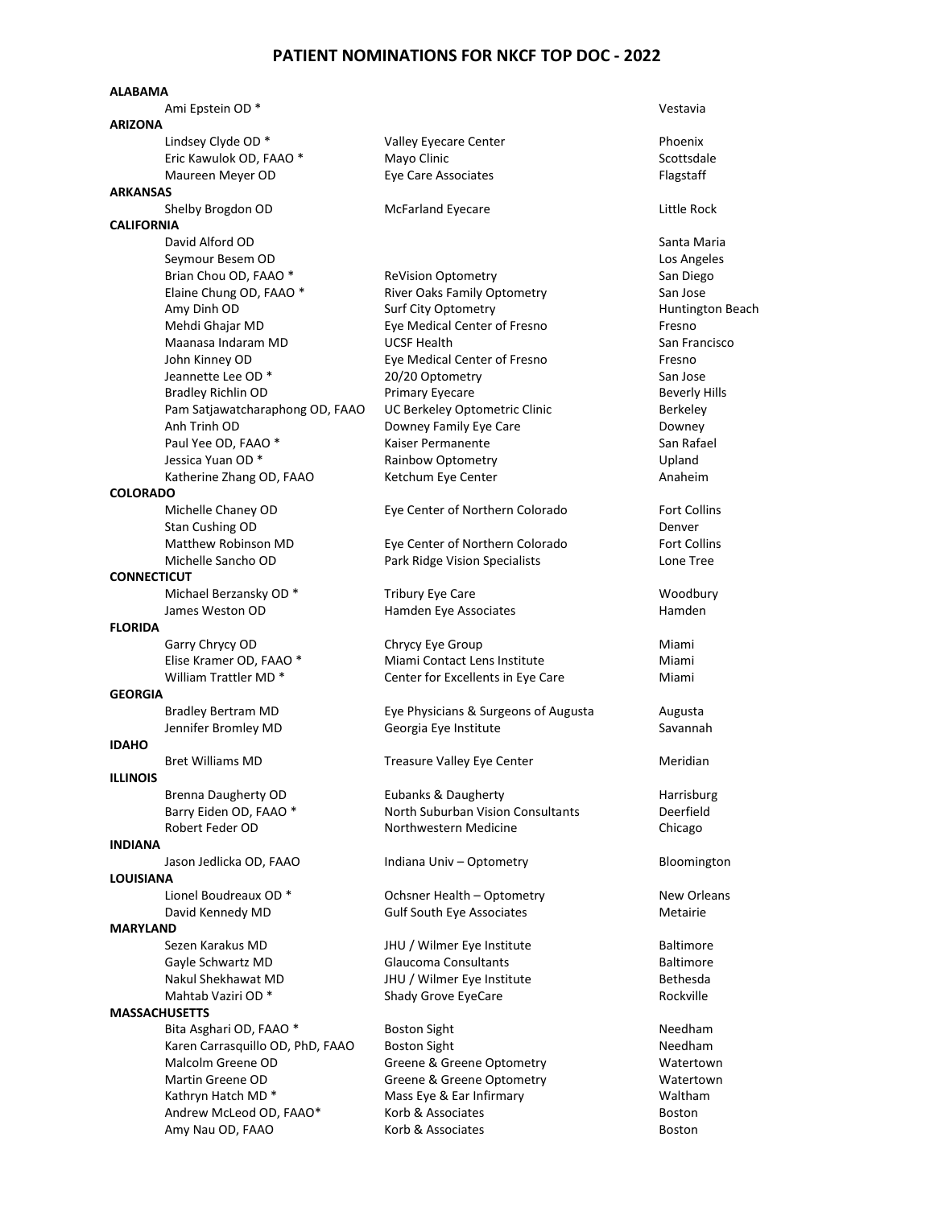# PATIENT NOMINATIONS FOR NKCF TOP DOC - 2022

**ALABAMA**

| Name | Practice | City |
|---|---|---|
| Ami Epstein OD * | | Vestavia |

**ARIZONA**

| Name | Practice | City |
|---|---|---|
| Lindsey Clyde OD * | Valley Eyecare Center | Phoenix |
| Eric Kawulok OD, FAAO * | Mayo Clinic | Scottsdale |
| Maureen Meyer OD | Eye Care Associates | Flagstaff |

**ARKANSAS**

| Name | Practice | City |
|---|---|---|
| Shelby Brogdon OD | McFarland Eyecare | Little Rock |

**CALIFORNIA**

| Name | Practice | City |
|---|---|---|
| David Alford OD | | Santa Maria |
| Seymour Besem OD | | Los Angeles |
| Brian Chou OD, FAAO * | ReVision Optometry | San Diego |
| Elaine Chung OD, FAAO * | River Oaks Family Optometry | San Jose |
| Amy Dinh OD | Surf City Optometry | Huntington Beach |
| Mehdi Ghajar MD | Eye Medical Center of Fresno | Fresno |
| Maanasa Indaram MD | UCSF Health | San Francisco |
| John Kinney OD | Eye Medical Center of Fresno | Fresno |
| Jeannette Lee OD * | 20/20 Optometry | San Jose |
| Bradley Richlin OD | Primary Eyecare | Beverly Hills |
| Pam Satjawatcharaphong OD, FAAO | UC Berkeley Optometric Clinic | Berkeley |
| Anh Trinh OD | Downey Family Eye Care | Downey |
| Paul Yee OD, FAAO * | Kaiser Permanente | San Rafael |
| Jessica Yuan OD * | Rainbow Optometry | Upland |
| Katherine Zhang OD, FAAO | Ketchum Eye Center | Anaheim |

**COLORADO**

| Name | Practice | City |
|---|---|---|
| Michelle Chaney OD | Eye Center of Northern Colorado | Fort Collins |
| Stan Cushing OD | | Denver |
| Matthew Robinson MD | Eye Center of Northern Colorado | Fort Collins |
| Michelle Sancho OD | Park Ridge Vision Specialists | Lone Tree |

**CONNECTICUT**

| Name | Practice | City |
|---|---|---|
| Michael Berzansky OD * | Tribury Eye Care | Woodbury |
| James Weston OD | Hamden Eye Associates | Hamden |

**FLORIDA**

| Name | Practice | City |
|---|---|---|
| Garry Chrycy OD | Chrycy Eye Group | Miami |
| Elise Kramer OD, FAAO * | Miami Contact Lens Institute | Miami |
| William Trattler MD * | Center for Excellents in Eye Care | Miami |

**GEORGIA**

| Name | Practice | City |
|---|---|---|
| Bradley Bertram MD | Eye Physicians & Surgeons of Augusta | Augusta |
| Jennifer Bromley MD | Georgia Eye Institute | Savannah |

**IDAHO**

| Name | Practice | City |
|---|---|---|
| Bret Williams MD | Treasure Valley Eye Center | Meridian |

**ILLINOIS**

| Name | Practice | City |
|---|---|---|
| Brenna Daugherty OD | Eubanks & Daugherty | Harrisburg |
| Barry Eiden OD, FAAO * | North Suburban Vision Consultants | Deerfield |
| Robert Feder OD | Northwestern Medicine | Chicago |

**INDIANA**

| Name | Practice | City |
|---|---|---|
| Jason Jedlicka OD, FAAO | Indiana Univ – Optometry | Bloomington |

**LOUISIANA**

| Name | Practice | City |
|---|---|---|
| Lionel Boudreaux OD * | Ochsner Health – Optometry | New Orleans |
| David Kennedy MD | Gulf South Eye Associates | Metairie |

**MARYLAND**

| Name | Practice | City |
|---|---|---|
| Sezen Karakus MD | JHU / Wilmer Eye Institute | Baltimore |
| Gayle Schwartz MD | Glaucoma Consultants | Baltimore |
| Nakul Shekhawat MD | JHU / Wilmer Eye Institute | Bethesda |
| Mahtab Vaziri OD * | Shady Grove EyeCare | Rockville |

**MASSACHUSETTS**

| Name | Practice | City |
|---|---|---|
| Bita Asghari OD, FAAO * | Boston Sight | Needham |
| Karen Carrasquillo OD, PhD, FAAO | Boston Sight | Needham |
| Malcolm Greene OD | Greene & Greene Optometry | Watertown |
| Martin Greene OD | Greene & Greene Optometry | Watertown |
| Kathryn Hatch MD * | Mass Eye & Ear Infirmary | Waltham |
| Andrew McLeod OD, FAAO* | Korb & Associates | Boston |
| Amy Nau OD, FAAO | Korb & Associates | Boston |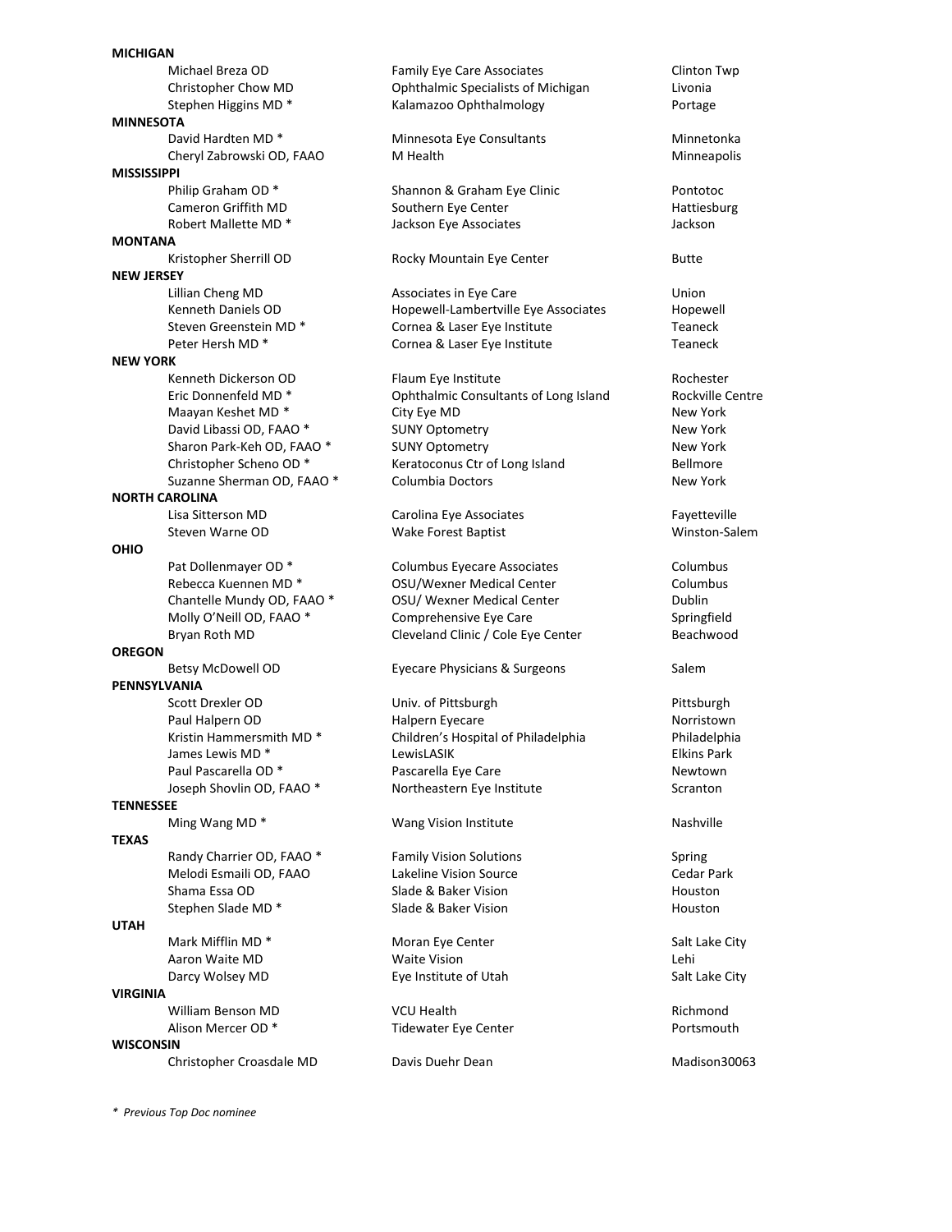| | | |
|---|---|---|
| **MICHIGAN** | | |
| Michael Breza OD | Family Eye Care Associates | Clinton Twp |
| Christopher Chow MD | Ophthalmic Specialists of Michigan | Livonia |
| Stephen Higgins MD * | Kalamazoo Ophthalmology | Portage |
| **MINNESOTA** | | |
| David Hardten MD * | Minnesota Eye Consultants | Minnetonka |
| Cheryl Zabrowski OD, FAAO | M Health | Minneapolis |
| **MISSISSIPPI** | | |
| Philip Graham OD * | Shannon & Graham Eye Clinic | Pontotoc |
| Cameron Griffith MD | Southern Eye Center | Hattiesburg |
| Robert Mallette MD * | Jackson Eye Associates | Jackson |
| **MONTANA** | | |
| Kristopher Sherrill OD | Rocky Mountain Eye Center | Butte |
| **NEW JERSEY** | | |
| Lillian Cheng MD | Associates in Eye Care | Union |
| Kenneth Daniels OD | Hopewell-Lambertville Eye Associates | Hopewell |
| Steven Greenstein MD * | Cornea & Laser Eye Institute | Teaneck |
| Peter Hersh MD * | Cornea & Laser Eye Institute | Teaneck |
| **NEW YORK** | | |
| Kenneth Dickerson OD | Flaum Eye Institute | Rochester |
| Eric Donnenfeld MD * | Ophthalmic Consultants of Long Island | Rockville Centre |
| Maayan Keshet MD * | City Eye MD | New York |
| David Libassi OD, FAAO * | SUNY Optometry | New York |
| Sharon Park-Keh OD, FAAO * | SUNY Optometry | New York |
| Christopher Scheno OD * | Keratoconus Ctr of Long Island | Bellmore |
| Suzanne Sherman OD, FAAO * | Columbia Doctors | New York |
| **NORTH CAROLINA** | | |
| Lisa Sitterson MD | Carolina Eye Associates | Fayetteville |
| Steven Warne OD | Wake Forest Baptist | Winston-Salem |
| **OHIO** | | |
| Pat Dollenmayer OD * | Columbus Eyecare Associates | Columbus |
| Rebecca Kuennen MD * | OSU/Wexner Medical Center | Columbus |
| Chantelle Mundy OD, FAAO * | OSU/ Wexner Medical Center | Dublin |
| Molly O'Neill OD, FAAO * | Comprehensive Eye Care | Springfield |
| Bryan Roth MD | Cleveland Clinic / Cole Eye Center | Beachwood |
| **OREGON** | | |
| Betsy McDowell OD | Eyecare Physicians & Surgeons | Salem |
| **PENNSYLVANIA** | | |
| Scott Drexler OD | Univ. of Pittsburgh | Pittsburgh |
| Paul Halpern OD | Halpern Eyecare | Norristown |
| Kristin Hammersmith MD * | Children's Hospital of Philadelphia | Philadelphia |
| James Lewis MD * | LewisLASIK | Elkins Park |
| Paul Pascarella OD * | Pascarella Eye Care | Newtown |
| Joseph Shovlin OD, FAAO * | Northeastern Eye Institute | Scranton |
| **TENNESSEE** | | |
| Ming Wang MD * | Wang Vision Institute | Nashville |
| **TEXAS** | | |
| Randy Charrier OD, FAAO * | Family Vision Solutions | Spring |
| Melodi Esmaili OD, FAAO | Lakeline Vision Source | Cedar Park |
| Shama Essa OD | Slade & Baker Vision | Houston |
| Stephen Slade MD * | Slade & Baker Vision | Houston |
| **UTAH** | | |
| Mark Mifflin MD * | Moran Eye Center | Salt Lake City |
| Aaron Waite MD | Waite Vision | Lehi |
| Darcy Wolsey MD | Eye Institute of Utah | Salt Lake City |
| **VIRGINIA** | | |
| William Benson MD | VCU Health | Richmond |
| Alison Mercer OD * | Tidewater Eye Center | Portsmouth |
| **WISCONSIN** | | |
| Christopher Croasdale MD | Davis Duehr Dean | Madison30063 |

*\* Previous Top Doc nominee*